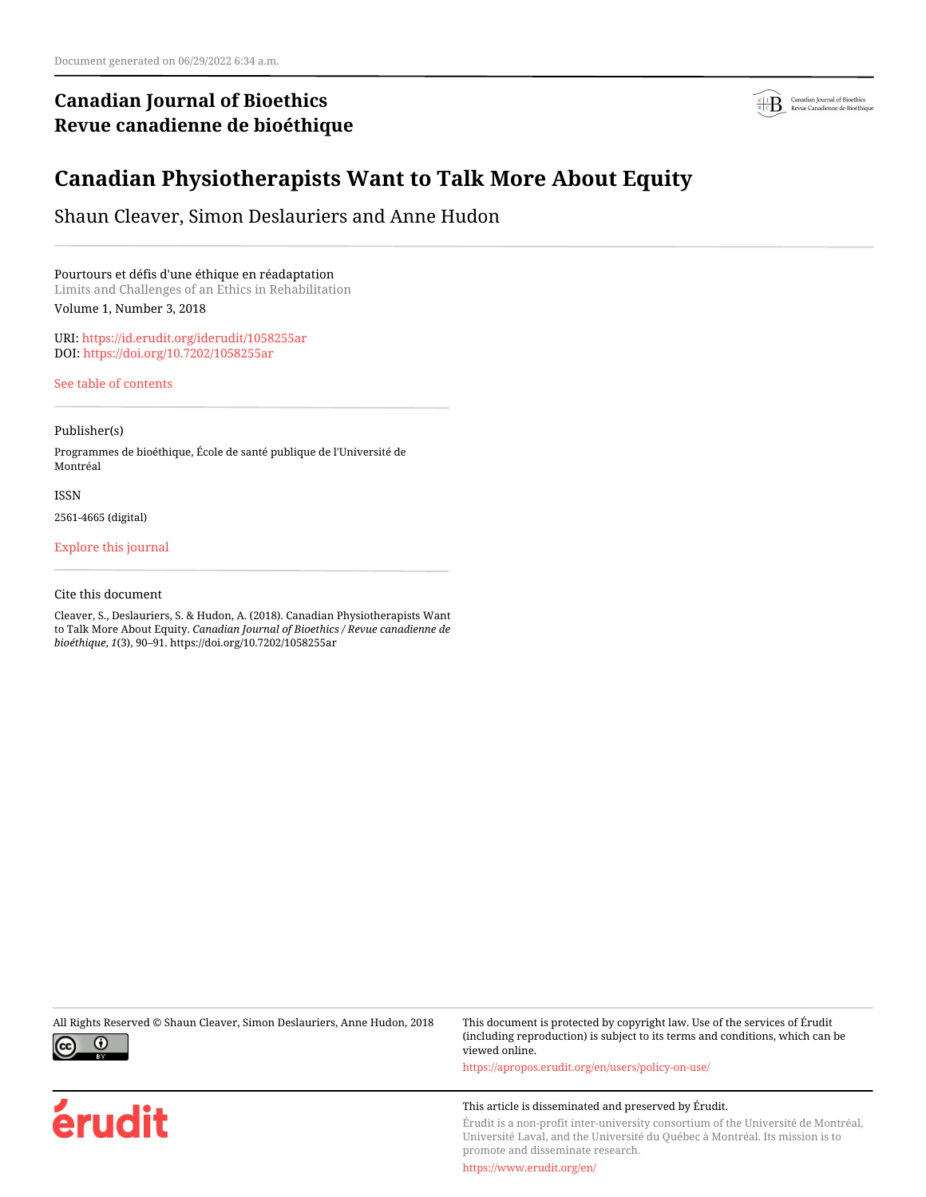Document generated on 06/29/2022 6:34 a.m.

**Canadian Journal of Bioethics**
**Revue canadienne de bioéthique**

# Canadian Physiotherapists Want to Talk More About Equity

Shaun Cleaver, Simon Deslauriers and Anne Hudon

Pourtours et défis d'une éthique en réadaptation
Limits and Challenges of an Ethics in Rehabilitation
Volume 1, Number 3, 2018

URI: https://id.erudit.org/iderudit/1058255ar
DOI: https://doi.org/10.7202/1058255ar

See table of contents

Publisher(s)

Programmes de bioéthique, École de santé publique de l'Université de Montréal

ISSN

2561-4665 (digital)

Explore this journal

Cite this document

Cleaver, S., Deslauriers, S. & Hudon, A. (2018). Canadian Physiotherapists Want to Talk More About Equity. *Canadian Journal of Bioethics / Revue canadienne de bioéthique*, *1*(3), 90–91. https://doi.org/10.7202/1058255ar

All Rights Reserved © Shaun Cleaver, Simon Deslauriers, Anne Hudon, 2018

This document is protected by copyright law. Use of the services of Érudit (including reproduction) is subject to its terms and conditions, which can be viewed online.

https://apropos.erudit.org/en/users/policy-on-use/

This article is disseminated and preserved by Érudit.

Érudit is a non-profit inter-university consortium of the Université de Montréal, Université Laval, and the Université du Québec à Montréal. Its mission is to promote and disseminate research.

https://www.erudit.org/en/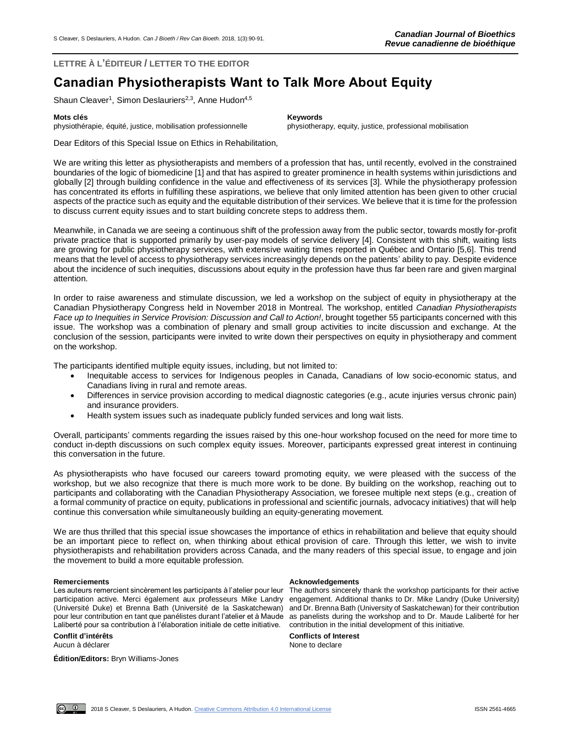**LETTRE À L'ÉDITEUR / LETTER TO THE EDITOR**

# Canadian Physiotherapists Want to Talk More About Equity

Shaun Cleaver[1], Simon Deslauriers[2,3], Anne Hudon[4,5]

**Mots clés**
physiothérapie, équité, justice, mobilisation professionnelle

**Keywords**
physiotherapy, equity, justice, professional mobilisation

Dear Editors of this Special Issue on Ethics in Rehabilitation,

We are writing this letter as physiotherapists and members of a profession that has, until recently, evolved in the constrained boundaries of the logic of biomedicine [1] and that has aspired to greater prominence in health systems within jurisdictions and globally [2] through building confidence in the value and effectiveness of its services [3]. While the physiotherapy profession has concentrated its efforts in fulfilling these aspirations, we believe that only limited attention has been given to other crucial aspects of the practice such as equity and the equitable distribution of their services. We believe that it is time for the profession to discuss current equity issues and to start building concrete steps to address them.

Meanwhile, in Canada we are seeing a continuous shift of the profession away from the public sector, towards mostly for-profit private practice that is supported primarily by user-pay models of service delivery [4]. Consistent with this shift, waiting lists are growing for public physiotherapy services, with extensive waiting times reported in Québec and Ontario [5,6]. This trend means that the level of access to physiotherapy services increasingly depends on the patients' ability to pay. Despite evidence about the incidence of such inequities, discussions about equity in the profession have thus far been rare and given marginal attention.

In order to raise awareness and stimulate discussion, we led a workshop on the subject of equity in physiotherapy at the Canadian Physiotherapy Congress held in November 2018 in Montreal. The workshop, entitled *Canadian Physiotherapists Face up to Inequities in Service Provision: Discussion and Call to Action!*, brought together 55 participants concerned with this issue. The workshop was a combination of plenary and small group activities to incite discussion and exchange. At the conclusion of the session, participants were invited to write down their perspectives on equity in physiotherapy and comment on the workshop.

The participants identified multiple equity issues, including, but not limited to:

- Inequitable access to services for Indigenous peoples in Canada, Canadians of low socio-economic status, and Canadians living in rural and remote areas.
- Differences in service provision according to medical diagnostic categories (e.g., acute injuries versus chronic pain) and insurance providers.
- Health system issues such as inadequate publicly funded services and long wait lists.

Overall, participants' comments regarding the issues raised by this one-hour workshop focused on the need for more time to conduct in-depth discussions on such complex equity issues. Moreover, participants expressed great interest in continuing this conversation in the future.

As physiotherapists who have focused our careers toward promoting equity, we were pleased with the success of the workshop, but we also recognize that there is much more work to be done. By building on the workshop, reaching out to participants and collaborating with the Canadian Physiotherapy Association, we foresee multiple next steps (e.g., creation of a formal community of practice on equity, publications in professional and scientific journals, advocacy initiatives) that will help continue this conversation while simultaneously building an equity-generating movement.

We are thus thrilled that this special issue showcases the importance of ethics in rehabilitation and believe that equity should be an important piece to reflect on, when thinking about ethical provision of care. Through this letter, we wish to invite physiotherapists and rehabilitation providers across Canada, and the many readers of this special issue, to engage and join the movement to build a more equitable profession.

**Remerciements**
Les auteurs remercient sincèrement les participants à l'atelier pour leur participation active. Merci également aux professeurs Mike Landry (Université Duke) et Brenna Bath (Université de la Saskatchewan) pour leur contribution en tant que panélistes durant l'atelier et à Maude Laliberté pour sa contribution à l'élaboration initiale de cette initiative.

**Conflit d'intérêts**
Aucun à déclarer

**Acknowledgements**
The authors sincerely thank the workshop participants for their active engagement. Additional thanks to Dr. Mike Landry (Duke University) and Dr. Brenna Bath (University of Saskatchewan) for their contribution as panelists during the workshop and to Dr. Maude Laliberté for her contribution in the initial development of this initiative.

**Conflicts of Interest**
None to declare

**Édition/Editors:** Bryn Williams-Jones

2018 S Cleaver, S Deslauriers, A Hudon. Creative Commons Attribution 4.0 International License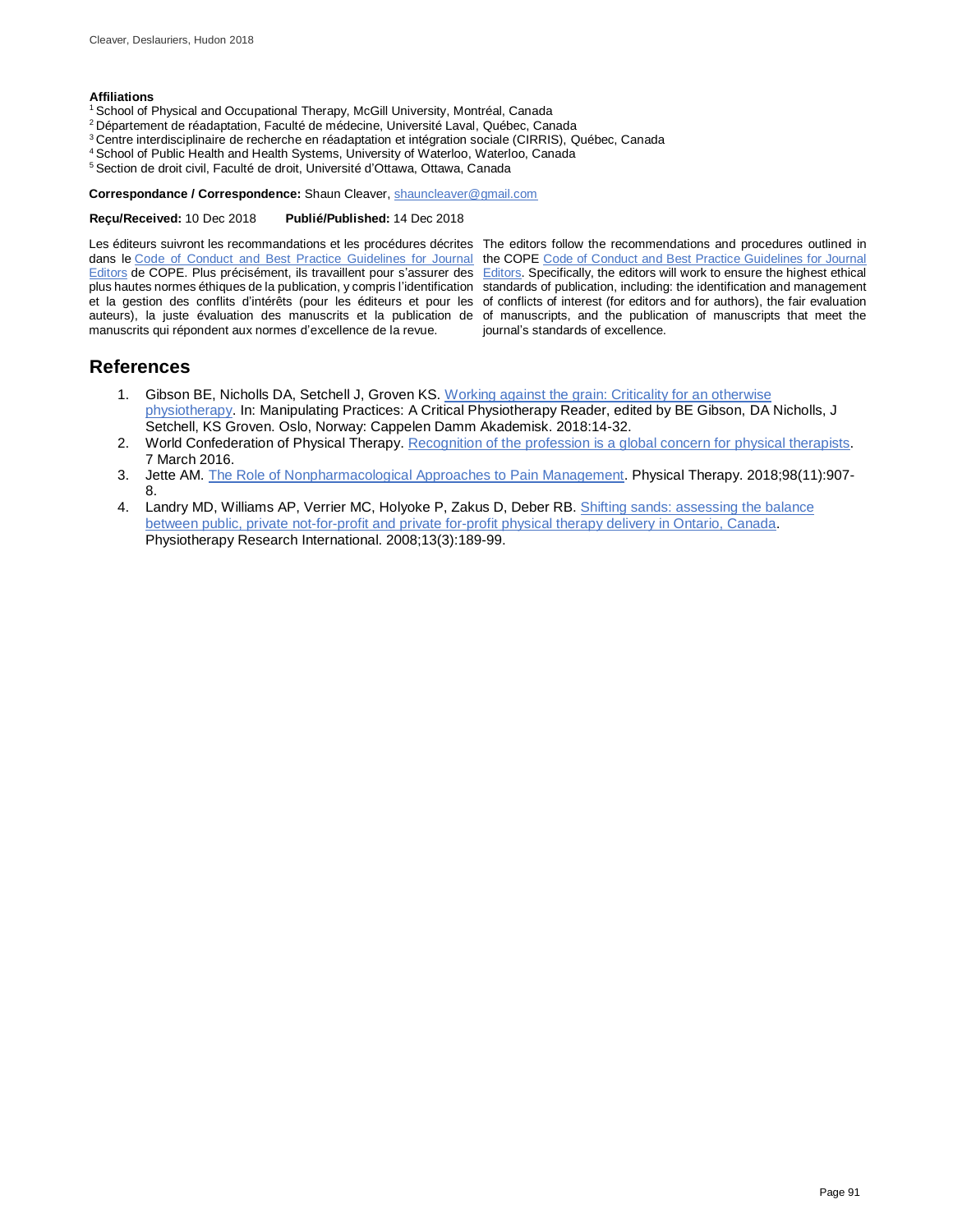**Affiliations**

[1] School of Physical and Occupational Therapy, McGill University, Montréal, Canada
[2] Département de réadaptation, Faculté de médecine, Université Laval, Québec, Canada
[3] Centre interdisciplinaire de recherche en réadaptation et intégration sociale (CIRRIS), Québec, Canada
[4] School of Public Health and Health Systems, University of Waterloo, Waterloo, Canada
[5] Section de droit civil, Faculté de droit, Université d'Ottawa, Ottawa, Canada

**Correspondance / Correspondence:** Shaun Cleaver, shauncleaver@gmail.com

**Reçu/Received:** 10 Dec 2018 **Publié/Published:** 14 Dec 2018

Les éditeurs suivront les recommandations et les procédures décrites dans le Code of Conduct and Best Practice Guidelines for Journal Editors de COPE. Plus précisément, ils travaillent pour s'assurer des plus hautes normes éthiques de la publication, y compris l'identification et la gestion des conflits d'intérêts (pour les éditeurs et pour les auteurs), la juste évaluation des manuscrits et la publication de manuscrits qui répondent aux normes d'excellence de la revue.

The editors follow the recommendations and procedures outlined in the COPE Code of Conduct and Best Practice Guidelines for Journal Editors. Specifically, the editors will work to ensure the highest ethical standards of publication, including: the identification and management of conflicts of interest (for editors and for authors), the fair evaluation of manuscripts, and the publication of manuscripts that meet the journal's standards of excellence.

## References

1. Gibson BE, Nicholls DA, Setchell J, Groven KS. Working against the grain: Criticality for an otherwise physiotherapy. In: Manipulating Practices: A Critical Physiotherapy Reader, edited by BE Gibson, DA Nicholls, J Setchell, KS Groven. Oslo, Norway: Cappelen Damm Akademisk. 2018:14-32.
2. World Confederation of Physical Therapy. Recognition of the profession is a global concern for physical therapists. 7 March 2016.
3. Jette AM. The Role of Nonpharmacological Approaches to Pain Management. Physical Therapy. 2018;98(11):907-8.
4. Landry MD, Williams AP, Verrier MC, Holyoke P, Zakus D, Deber RB. Shifting sands: assessing the balance between public, private not-for-profit and private for-profit physical therapy delivery in Ontario, Canada. Physiotherapy Research International. 2008;13(3):189-99.